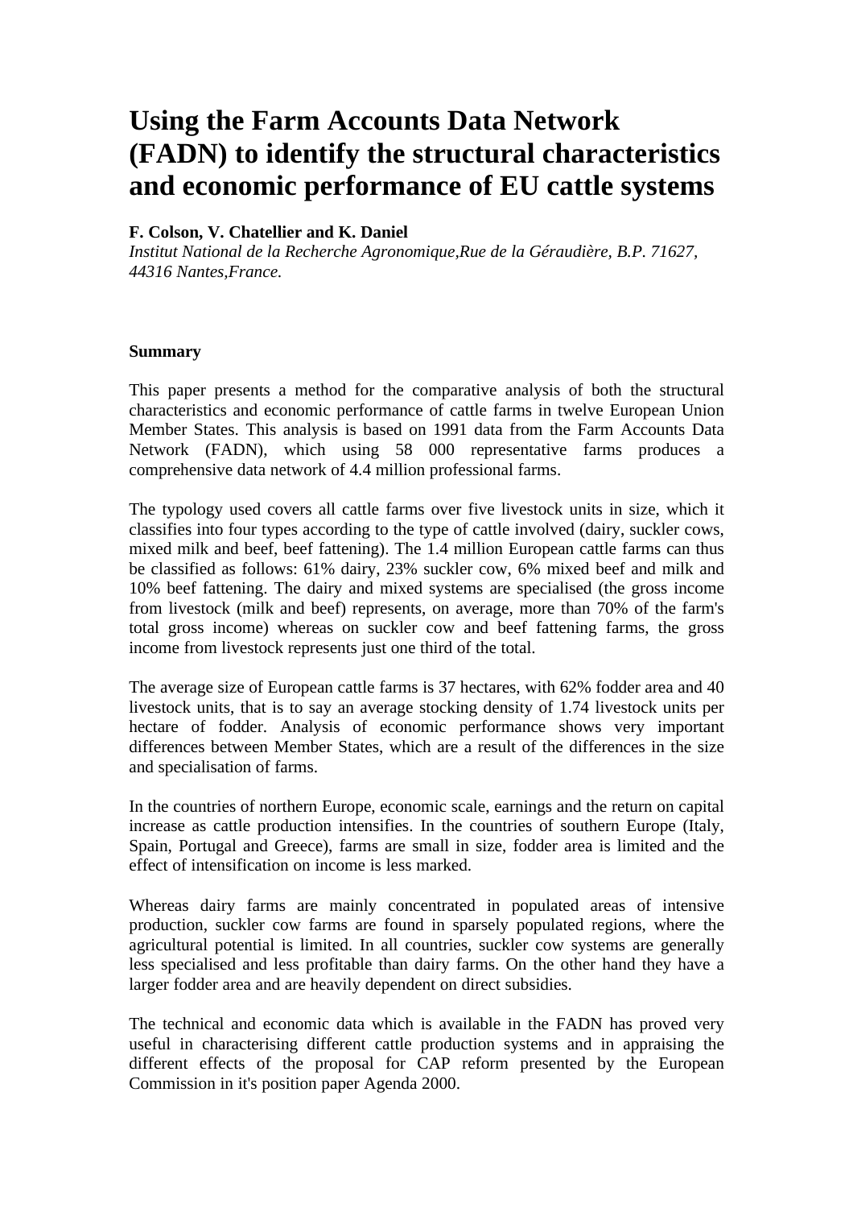# Using the Farm Accounts Data Network (FADN) to identify the structural characteristics and economic performance of EU cattle systems

**F. Colson, V. Chatellier and K. Daniel**

*Institut National de la Recherche Agronomique,Rue de la Géraudière, B.P. 71627, 44316 Nantes,France.*

**Summary**

This paper presents a method for the comparative analysis of both the structural characteristics and economic performance of cattle farms in twelve European Union Member States. This analysis is based on 1991 data from the Farm Accounts Data Network (FADN), which using 58 000 representative farms produces a comprehensive data network of 4.4 million professional farms.

The typology used covers all cattle farms over five livestock units in size, which it classifies into four types according to the type of cattle involved (dairy, suckler cows, mixed milk and beef, beef fattening). The 1.4 million European cattle farms can thus be classified as follows: 61% dairy, 23% suckler cow, 6% mixed beef and milk and 10% beef fattening. The dairy and mixed systems are specialised (the gross income from livestock (milk and beef) represents, on average, more than 70% of the farm's total gross income) whereas on suckler cow and beef fattening farms, the gross income from livestock represents just one third of the total.

The average size of European cattle farms is 37 hectares, with 62% fodder area and 40 livestock units, that is to say an average stocking density of 1.74 livestock units per hectare of fodder. Analysis of economic performance shows very important differences between Member States, which are a result of the differences in the size and specialisation of farms.

In the countries of northern Europe, economic scale, earnings and the return on capital increase as cattle production intensifies. In the countries of southern Europe (Italy, Spain, Portugal and Greece), farms are small in size, fodder area is limited and the effect of intensification on income is less marked.

Whereas dairy farms are mainly concentrated in populated areas of intensive production, suckler cow farms are found in sparsely populated regions, where the agricultural potential is limited. In all countries, suckler cow systems are generally less specialised and less profitable than dairy farms. On the other hand they have a larger fodder area and are heavily dependent on direct subsidies.

The technical and economic data which is available in the FADN has proved very useful in characterising different cattle production systems and in appraising the different effects of the proposal for CAP reform presented by the European Commission in it's position paper Agenda 2000.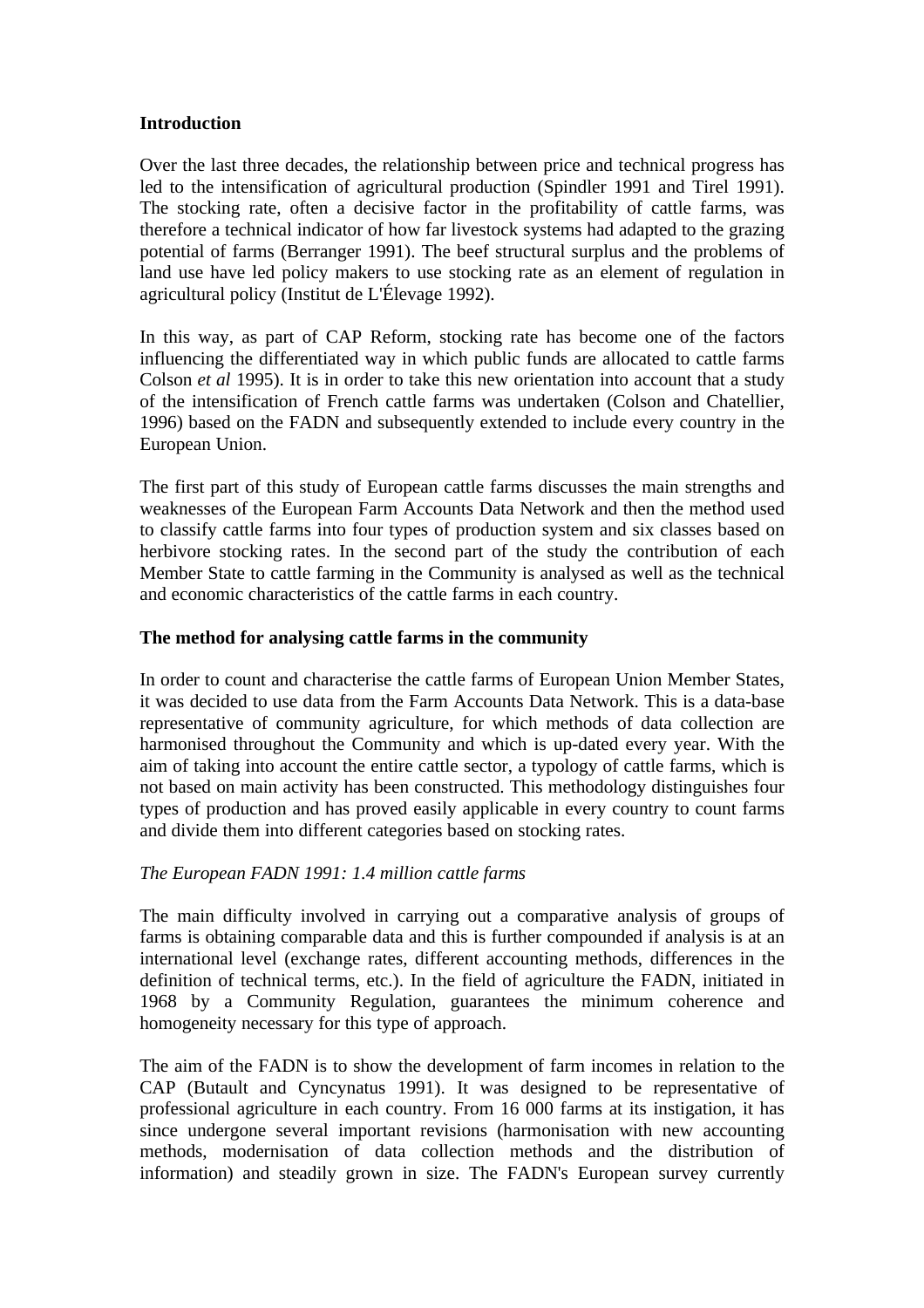## Introduction

Over the last three decades, the relationship between price and technical progress has led to the intensification of agricultural production (Spindler 1991 and Tirel 1991). The stocking rate, often a decisive factor in the profitability of cattle farms, was therefore a technical indicator of how far livestock systems had adapted to the grazing potential of farms (Berranger 1991). The beef structural surplus and the problems of land use have led policy makers to use stocking rate as an element of regulation in agricultural policy (Institut de L'Élevage 1992).

In this way, as part of CAP Reform, stocking rate has become one of the factors influencing the differentiated way in which public funds are allocated to cattle farms Colson *et al* 1995). It is in order to take this new orientation into account that a study of the intensification of French cattle farms was undertaken (Colson and Chatellier, 1996) based on the FADN and subsequently extended to include every country in the European Union.

The first part of this study of European cattle farms discusses the main strengths and weaknesses of the European Farm Accounts Data Network and then the method used to classify cattle farms into four types of production system and six classes based on herbivore stocking rates. In the second part of the study the contribution of each Member State to cattle farming in the Community is analysed as well as the technical and economic characteristics of the cattle farms in each country.

## The method for analysing cattle farms in the community

In order to count and characterise the cattle farms of European Union Member States, it was decided to use data from the Farm Accounts Data Network. This is a data-base representative of community agriculture, for which methods of data collection are harmonised throughout the Community and which is up-dated every year. With the aim of taking into account the entire cattle sector, a typology of cattle farms, which is not based on main activity has been constructed. This methodology distinguishes four types of production and has proved easily applicable in every country to count farms and divide them into different categories based on stocking rates.

### *The European FADN 1991: 1.4 million cattle farms*

The main difficulty involved in carrying out a comparative analysis of groups of farms is obtaining comparable data and this is further compounded if analysis is at an international level (exchange rates, different accounting methods, differences in the definition of technical terms, etc.). In the field of agriculture the FADN, initiated in 1968 by a Community Regulation, guarantees the minimum coherence and homogeneity necessary for this type of approach.

The aim of the FADN is to show the development of farm incomes in relation to the CAP (Butault and Cyncynatus 1991). It was designed to be representative of professional agriculture in each country. From 16 000 farms at its instigation, it has since undergone several important revisions (harmonisation with new accounting methods, modernisation of data collection methods and the distribution of information) and steadily grown in size. The FADN's European survey currently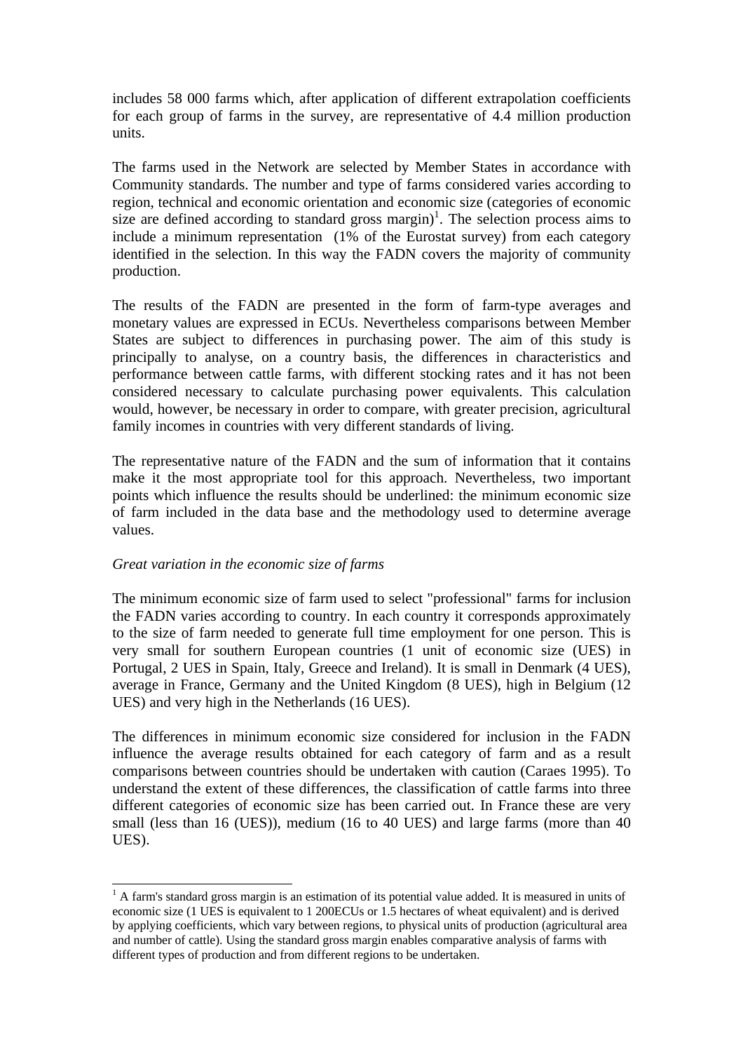includes 58 000 farms which, after application of different extrapolation coefficients for each group of farms in the survey, are representative of 4.4 million production units.

The farms used in the Network are selected by Member States in accordance with Community standards. The number and type of farms considered varies according to region, technical and economic orientation and economic size (categories of economic size are defined according to standard gross margin)[1]. The selection process aims to include a minimum representation (1% of the Eurostat survey) from each category identified in the selection. In this way the FADN covers the majority of community production.

The results of the FADN are presented in the form of farm-type averages and monetary values are expressed in ECUs. Nevertheless comparisons between Member States are subject to differences in purchasing power. The aim of this study is principally to analyse, on a country basis, the differences in characteristics and performance between cattle farms, with different stocking rates and it has not been considered necessary to calculate purchasing power equivalents. This calculation would, however, be necessary in order to compare, with greater precision, agricultural family incomes in countries with very different standards of living.

The representative nature of the FADN and the sum of information that it contains make it the most appropriate tool for this approach. Nevertheless, two important points which influence the results should be underlined: the minimum economic size of farm included in the data base and the methodology used to determine average values.

*Great variation in the economic size of farms*

The minimum economic size of farm used to select "professional" farms for inclusion the FADN varies according to country. In each country it corresponds approximately to the size of farm needed to generate full time employment for one person. This is very small for southern European countries (1 unit of economic size (UES) in Portugal, 2 UES in Spain, Italy, Greece and Ireland). It is small in Denmark (4 UES), average in France, Germany and the United Kingdom (8 UES), high in Belgium (12 UES) and very high in the Netherlands (16 UES).

The differences in minimum economic size considered for inclusion in the FADN influence the average results obtained for each category of farm and as a result comparisons between countries should be undertaken with caution (Caraes 1995). To understand the extent of these differences, the classification of cattle farms into three different categories of economic size has been carried out. In France these are very small (less than 16 (UES)), medium (16 to 40 UES) and large farms (more than 40 UES).

---

[1] A farm's standard gross margin is an estimation of its potential value added. It is measured in units of economic size (1 UES is equivalent to 1 200ECUs or 1.5 hectares of wheat equivalent) and is derived by applying coefficients, which vary between regions, to physical units of production (agricultural area and number of cattle). Using the standard gross margin enables comparative analysis of farms with different types of production and from different regions to be undertaken.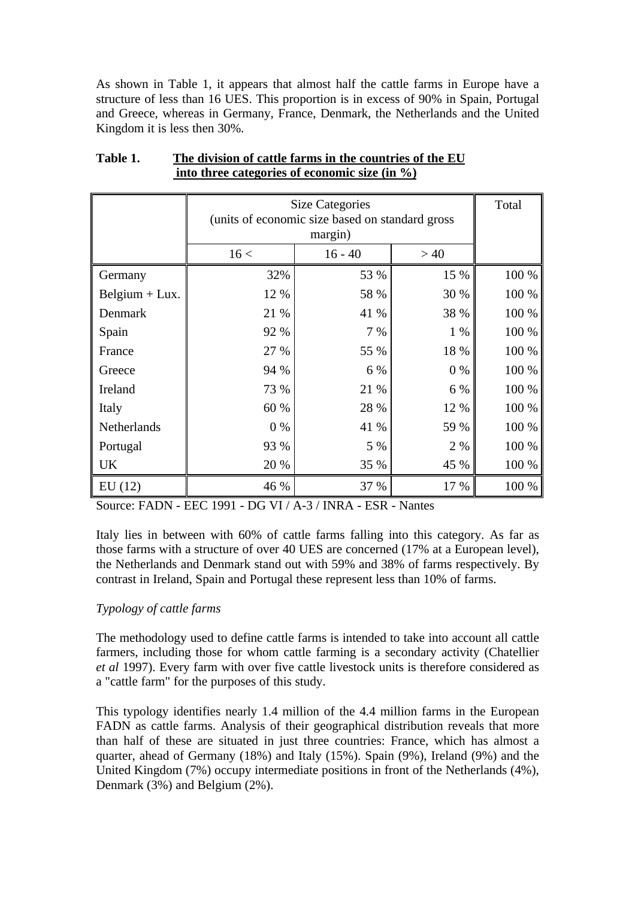As shown in Table 1, it appears that almost half the cattle farms in Europe have a structure of less than 16 UES. This proportion is in excess of 90% in Spain, Portugal and Greece, whereas in Germany, France, Denmark, the Netherlands and the United Kingdom it is less then 30%.

**Table 1.** **The division of cattle farms in the countries of the EU into three categories of economic size (in %)**

| | Size Categories (units of economic size based on standard gross margin) | | | Total |
|---|---|---|---|---|
| | 16 < | 16 - 40 | > 40 | |
| Germany | 32% | 53 % | 15 % | 100 % |
| Belgium + Lux. | 12 % | 58 % | 30 % | 100 % |
| Denmark | 21 % | 41 % | 38 % | 100 % |
| Spain | 92 % | 7 % | 1 % | 100 % |
| France | 27 % | 55 % | 18 % | 100 % |
| Greece | 94 % | 6 % | 0 % | 100 % |
| Ireland | 73 % | 21 % | 6 % | 100 % |
| Italy | 60 % | 28 % | 12 % | 100 % |
| Netherlands | 0 % | 41 % | 59 % | 100 % |
| Portugal | 93 % | 5 % | 2 % | 100 % |
| UK | 20 % | 35 % | 45 % | 100 % |
| EU (12) | 46 % | 37 % | 17 % | 100 % |

Source: FADN - EEC 1991 - DG VI / A-3 / INRA - ESR - Nantes

Italy lies in between with 60% of cattle farms falling into this category. As far as those farms with a structure of over 40 UES are concerned (17% at a European level), the Netherlands and Denmark stand out with 59% and 38% of farms respectively. By contrast in Ireland, Spain and Portugal these represent less than 10% of farms.

*Typology of cattle farms*

The methodology used to define cattle farms is intended to take into account all cattle farmers, including those for whom cattle farming is a secondary activity (Chatellier *et al* 1997). Every farm with over five cattle livestock units is therefore considered as a "cattle farm" for the purposes of this study.

This typology identifies nearly 1.4 million of the 4.4 million farms in the European FADN as cattle farms. Analysis of their geographical distribution reveals that more than half of these are situated in just three countries: France, which has almost a quarter, ahead of Germany (18%) and Italy (15%). Spain (9%), Ireland (9%) and the United Kingdom (7%) occupy intermediate positions in front of the Netherlands (4%), Denmark (3%) and Belgium (2%).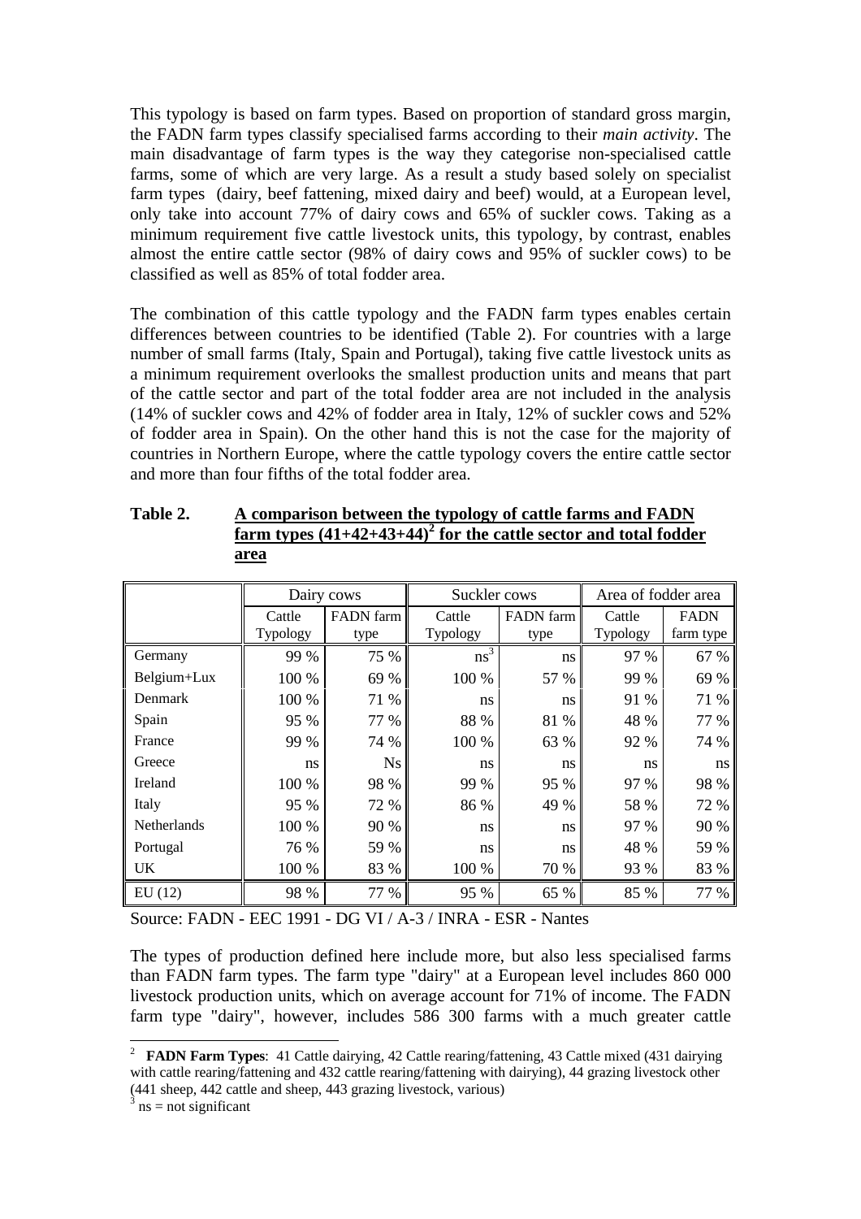This typology is based on farm types. Based on proportion of standard gross margin, the FADN farm types classify specialised farms according to their *main activity*. The main disadvantage of farm types is the way they categorise non-specialised cattle farms, some of which are very large. As a result a study based solely on specialist farm types (dairy, beef fattening, mixed dairy and beef) would, at a European level, only take into account 77% of dairy cows and 65% of suckler cows. Taking as a minimum requirement five cattle livestock units, this typology, by contrast, enables almost the entire cattle sector (98% of dairy cows and 95% of suckler cows) to be classified as well as 85% of total fodder area.

The combination of this cattle typology and the FADN farm types enables certain differences between countries to be identified (Table 2). For countries with a large number of small farms (Italy, Spain and Portugal), taking five cattle livestock units as a minimum requirement overlooks the smallest production units and means that part of the cattle sector and part of the total fodder area are not included in the analysis (14% of suckler cows and 42% of fodder area in Italy, 12% of suckler cows and 52% of fodder area in Spain). On the other hand this is not the case for the majority of countries in Northern Europe, where the cattle typology covers the entire cattle sector and more than four fifths of the total fodder area.

**Table 2. A comparison between the typology of cattle farms and FADN farm types (41+42+43+44)[2] for the cattle sector and total fodder area**

| | Dairy cows | | Suckler cows | | Area of fodder area | |
|---|---|---|---|---|---|---|
| | Cattle Typology | FADN farm type | Cattle Typology | FADN farm type | Cattle Typology | FADN farm type |
| Germany | 99 % | 75 % | ns[3] | ns | 97 % | 67 % |
| Belgium+Lux | 100 % | 69 % | 100 % | 57 % | 99 % | 69 % |
| Denmark | 100 % | 71 % | ns | ns | 91 % | 71 % |
| Spain | 95 % | 77 % | 88 % | 81 % | 48 % | 77 % |
| France | 99 % | 74 % | 100 % | 63 % | 92 % | 74 % |
| Greece | ns | Ns | ns | ns | ns | ns |
| Ireland | 100 % | 98 % | 99 % | 95 % | 97 % | 98 % |
| Italy | 95 % | 72 % | 86 % | 49 % | 58 % | 72 % |
| Netherlands | 100 % | 90 % | ns | ns | 97 % | 90 % |
| Portugal | 76 % | 59 % | ns | ns | 48 % | 59 % |
| UK | 100 % | 83 % | 100 % | 70 % | 93 % | 83 % |
| EU (12) | 98 % | 77 % | 95 % | 65 % | 85 % | 77 % |

Source: FADN - EEC 1991 - DG VI / A-3 / INRA - ESR - Nantes

The types of production defined here include more, but also less specialised farms than FADN farm types. The farm type "dairy" at a European level includes 860 000 livestock production units, which on average account for 71% of income. The FADN farm type "dairy", however, includes 586 300 farms with a much greater cattle

---

[2] **FADN Farm Types**: 41 Cattle dairying, 42 Cattle rearing/fattening, 43 Cattle mixed (431 dairying with cattle rearing/fattening and 432 cattle rearing/fattening with dairying), 44 grazing livestock other (441 sheep, 442 cattle and sheep, 443 grazing livestock, various)

[3] ns = not significant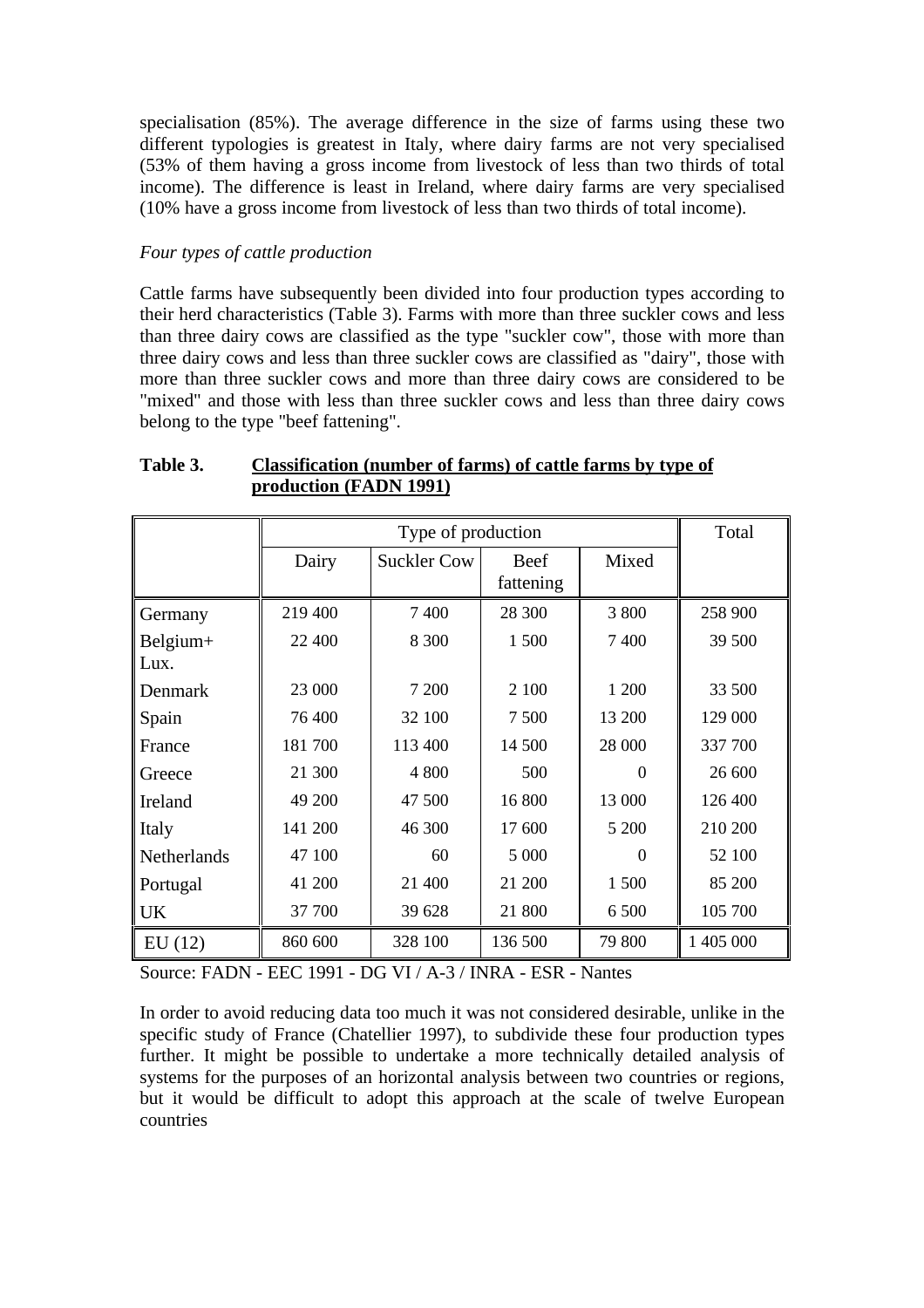specialisation (85%). The average difference in the size of farms using these two different typologies is greatest in Italy, where dairy farms are not very specialised (53% of them having a gross income from livestock of less than two thirds of total income). The difference is least in Ireland, where dairy farms are very specialised (10% have a gross income from livestock of less than two thirds of total income).

*Four types of cattle production*

Cattle farms have subsequently been divided into four production types according to their herd characteristics (Table 3). Farms with more than three suckler cows and less than three dairy cows are classified as the type "suckler cow", those with more than three dairy cows and less than three suckler cows are classified as "dairy", those with more than three suckler cows and more than three dairy cows are considered to be "mixed" and those with less than three suckler cows and less than three dairy cows belong to the type "beef fattening".

**Table 3.** **Classification (number of farms) of cattle farms by type of production (FADN 1991)**

| | Type of production | | | | Total |
|---|---|---|---|---|---|
| | Dairy | Suckler Cow | Beef fattening | Mixed | |
| Germany | 219 400 | 7 400 | 28 300 | 3 800 | 258 900 |
| Belgium+ Lux. | 22 400 | 8 300 | 1 500 | 7 400 | 39 500 |
| Denmark | 23 000 | 7 200 | 2 100 | 1 200 | 33 500 |
| Spain | 76 400 | 32 100 | 7 500 | 13 200 | 129 000 |
| France | 181 700 | 113 400 | 14 500 | 28 000 | 337 700 |
| Greece | 21 300 | 4 800 | 500 | 0 | 26 600 |
| Ireland | 49 200 | 47 500 | 16 800 | 13 000 | 126 400 |
| Italy | 141 200 | 46 300 | 17 600 | 5 200 | 210 200 |
| Netherlands | 47 100 | 60 | 5 000 | 0 | 52 100 |
| Portugal | 41 200 | 21 400 | 21 200 | 1 500 | 85 200 |
| UK | 37 700 | 39 628 | 21 800 | 6 500 | 105 700 |
| EU (12) | 860 600 | 328 100 | 136 500 | 79 800 | 1 405 000 |

Source: FADN - EEC 1991 - DG VI / A-3 / INRA - ESR - Nantes

In order to avoid reducing data too much it was not considered desirable, unlike in the specific study of France (Chatellier 1997), to subdivide these four production types further. It might be possible to undertake a more technically detailed analysis of systems for the purposes of an horizontal analysis between two countries or regions, but it would be difficult to adopt this approach at the scale of twelve European countries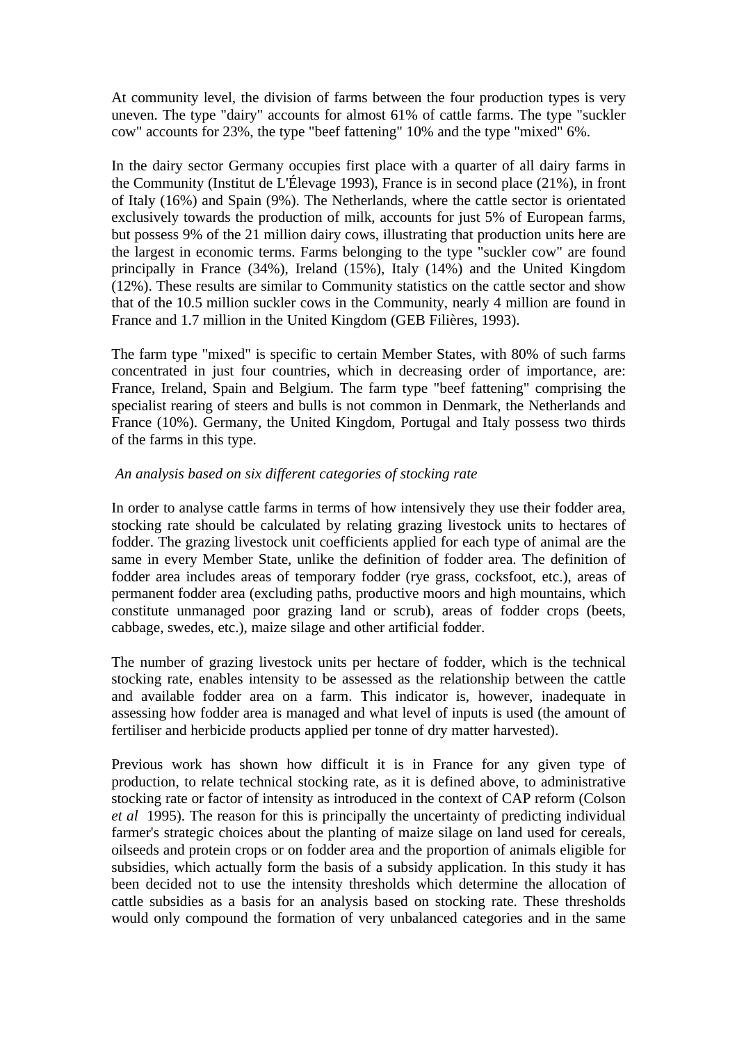At community level, the division of farms between the four production types is very uneven. The type "dairy" accounts for almost 61% of cattle farms. The type "suckler cow" accounts for 23%, the type "beef fattening" 10% and the type "mixed" 6%.

In the dairy sector Germany occupies first place with a quarter of all dairy farms in the Community (Institut de L'Élevage 1993), France is in second place (21%), in front of Italy (16%) and Spain (9%). The Netherlands, where the cattle sector is orientated exclusively towards the production of milk, accounts for just 5% of European farms, but possess 9% of the 21 million dairy cows, illustrating that production units here are the largest in economic terms. Farms belonging to the type "suckler cow" are found principally in France (34%), Ireland (15%), Italy (14%) and the United Kingdom (12%). These results are similar to Community statistics on the cattle sector and show that of the 10.5 million suckler cows in the Community, nearly 4 million are found in France and 1.7 million in the United Kingdom (GEB Filières, 1993).

The farm type "mixed" is specific to certain Member States, with 80% of such farms concentrated in just four countries, which in decreasing order of importance, are: France, Ireland, Spain and Belgium. The farm type "beef fattening" comprising the specialist rearing of steers and bulls is not common in Denmark, the Netherlands and France (10%). Germany, the United Kingdom, Portugal and Italy possess two thirds of the farms in this type.

*An analysis based on six different categories of stocking rate*

In order to analyse cattle farms in terms of how intensively they use their fodder area, stocking rate should be calculated by relating grazing livestock units to hectares of fodder. The grazing livestock unit coefficients applied for each type of animal are the same in every Member State, unlike the definition of fodder area. The definition of fodder area includes areas of temporary fodder (rye grass, cocksfoot, etc.), areas of permanent fodder area (excluding paths, productive moors and high mountains, which constitute unmanaged poor grazing land or scrub), areas of fodder crops (beets, cabbage, swedes, etc.), maize silage and other artificial fodder.

The number of grazing livestock units per hectare of fodder, which is the technical stocking rate, enables intensity to be assessed as the relationship between the cattle and available fodder area on a farm. This indicator is, however, inadequate in assessing how fodder area is managed and what level of inputs is used (the amount of fertiliser and herbicide products applied per tonne of dry matter harvested).

Previous work has shown how difficult it is in France for any given type of production, to relate technical stocking rate, as it is defined above, to administrative stocking rate or factor of intensity as introduced in the context of CAP reform (Colson *et al* 1995). The reason for this is principally the uncertainty of predicting individual farmer's strategic choices about the planting of maize silage on land used for cereals, oilseeds and protein crops or on fodder area and the proportion of animals eligible for subsidies, which actually form the basis of a subsidy application. In this study it has been decided not to use the intensity thresholds which determine the allocation of cattle subsidies as a basis for an analysis based on stocking rate. These thresholds would only compound the formation of very unbalanced categories and in the same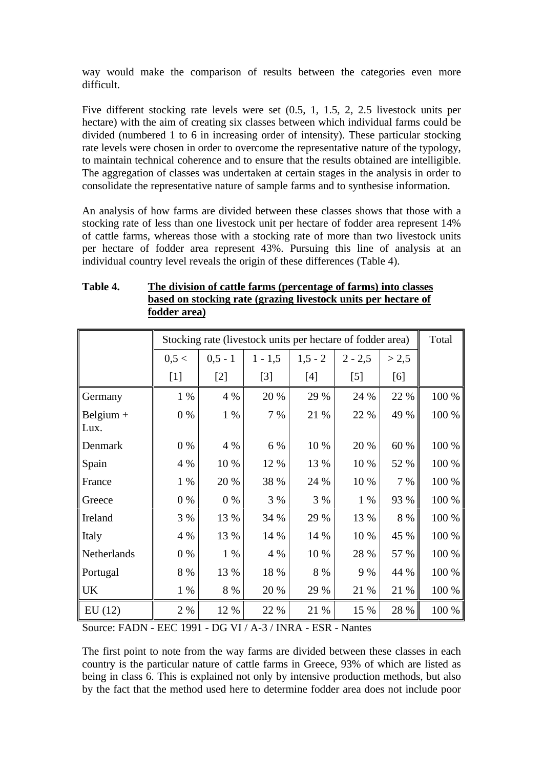way would make the comparison of results between the categories even more difficult.

Five different stocking rate levels were set (0.5, 1, 1.5, 2, 2.5 livestock units per hectare) with the aim of creating six classes between which individual farms could be divided (numbered 1 to 6 in increasing order of intensity). These particular stocking rate levels were chosen in order to overcome the representative nature of the typology, to maintain technical coherence and to ensure that the results obtained are intelligible. The aggregation of classes was undertaken at certain stages in the analysis in order to consolidate the representative nature of sample farms and to synthesise information.

An analysis of how farms are divided between these classes shows that those with a stocking rate of less than one livestock unit per hectare of fodder area represent 14% of cattle farms, whereas those with a stocking rate of more than two livestock units per hectare of fodder area represent 43%. Pursuing this line of analysis at an individual country level reveals the origin of these differences (Table 4).

**Table 4.** **<u>The division of cattle farms (percentage of farms) into classes based on stocking rate (grazing livestock units per hectare of fodder area)</u>**

| | Stocking rate (livestock units per hectare of fodder area) | | | | | | Total |
|---|---|---|---|---|---|---|---|
| | 0,5 < | 0,5 - 1 | 1 - 1,5 | 1,5 - 2 | 2 - 2,5 | > 2,5 | |
| | [1] | [2] | [3] | [4] | [5] | [6] | |
| Germany | 1 % | 4 % | 20 % | 29 % | 24 % | 22 % | 100 % |
| Belgium + Lux. | 0 % | 1 % | 7 % | 21 % | 22 % | 49 % | 100 % |
| Denmark | 0 % | 4 % | 6 % | 10 % | 20 % | 60 % | 100 % |
| Spain | 4 % | 10 % | 12 % | 13 % | 10 % | 52 % | 100 % |
| France | 1 % | 20 % | 38 % | 24 % | 10 % | 7 % | 100 % |
| Greece | 0 % | 0 % | 3 % | 3 % | 1 % | 93 % | 100 % |
| Ireland | 3 % | 13 % | 34 % | 29 % | 13 % | 8 % | 100 % |
| Italy | 4 % | 13 % | 14 % | 14 % | 10 % | 45 % | 100 % |
| Netherlands | 0 % | 1 % | 4 % | 10 % | 28 % | 57 % | 100 % |
| Portugal | 8 % | 13 % | 18 % | 8 % | 9 % | 44 % | 100 % |
| UK | 1 % | 8 % | 20 % | 29 % | 21 % | 21 % | 100 % |
| EU (12) | 2 % | 12 % | 22 % | 21 % | 15 % | 28 % | 100 % |

Source: FADN - EEC 1991 - DG VI / A-3 / INRA - ESR - Nantes

The first point to note from the way farms are divided between these classes in each country is the particular nature of cattle farms in Greece, 93% of which are listed as being in class 6. This is explained not only by intensive production methods, but also by the fact that the method used here to determine fodder area does not include poor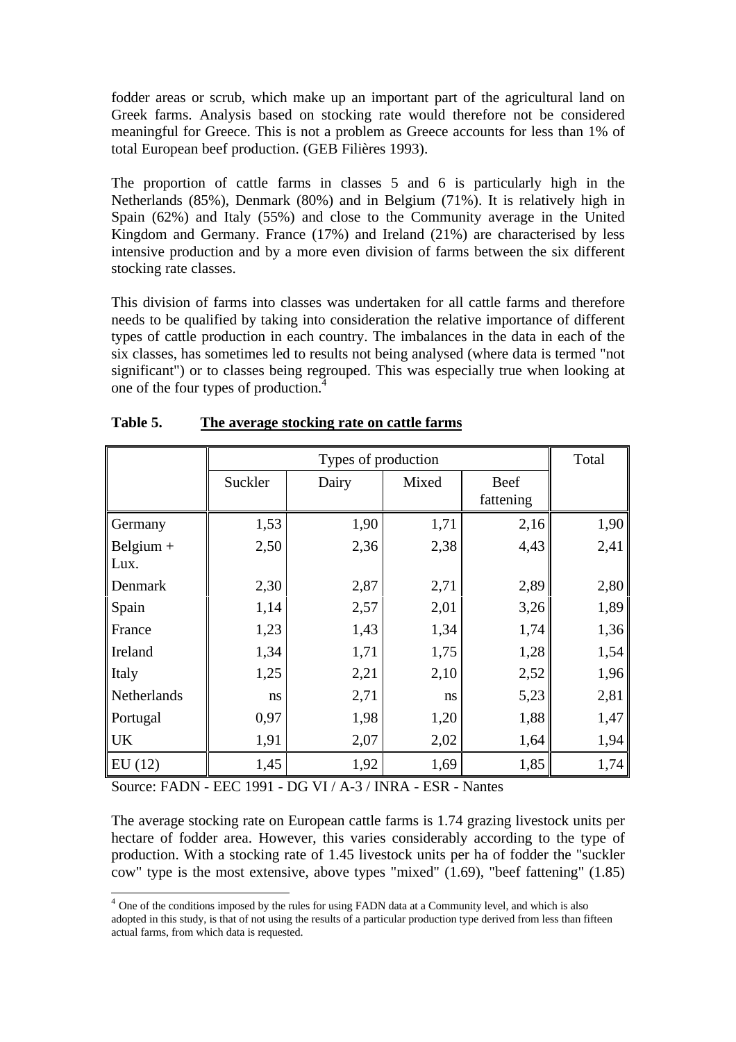fodder areas or scrub, which make up an important part of the agricultural land on Greek farms. Analysis based on stocking rate would therefore not be considered meaningful for Greece. This is not a problem as Greece accounts for less than 1% of total European beef production. (GEB Filières 1993).

The proportion of cattle farms in classes 5 and 6 is particularly high in the Netherlands (85%), Denmark (80%) and in Belgium (71%). It is relatively high in Spain (62%) and Italy (55%) and close to the Community average in the United Kingdom and Germany. France (17%) and Ireland (21%) are characterised by less intensive production and by a more even division of farms between the six different stocking rate classes.

This division of farms into classes was undertaken for all cattle farms and therefore needs to be qualified by taking into consideration the relative importance of different types of cattle production in each country. The imbalances in the data in each of the six classes, has sometimes led to results not being analysed (where data is termed "not significant") or to classes being regrouped. This was especially true when looking at one of the four types of production.[4]

**Table 5. The average stocking rate on cattle farms**

| | Types of production | | | | Total |
|---|---|---|---|---|---|
| | Suckler | Dairy | Mixed | Beef fattening | |
| Germany | 1,53 | 1,90 | 1,71 | 2,16 | 1,90 |
| Belgium + Lux. | 2,50 | 2,36 | 2,38 | 4,43 | 2,41 |
| Denmark | 2,30 | 2,87 | 2,71 | 2,89 | 2,80 |
| Spain | 1,14 | 2,57 | 2,01 | 3,26 | 1,89 |
| France | 1,23 | 1,43 | 1,34 | 1,74 | 1,36 |
| Ireland | 1,34 | 1,71 | 1,75 | 1,28 | 1,54 |
| Italy | 1,25 | 2,21 | 2,10 | 2,52 | 1,96 |
| Netherlands | ns | 2,71 | ns | 5,23 | 2,81 |
| Portugal | 0,97 | 1,98 | 1,20 | 1,88 | 1,47 |
| UK | 1,91 | 2,07 | 2,02 | 1,64 | 1,94 |
| EU (12) | 1,45 | 1,92 | 1,69 | 1,85 | 1,74 |

Source: FADN - EEC 1991 - DG VI / A-3 / INRA - ESR - Nantes

The average stocking rate on European cattle farms is 1.74 grazing livestock units per hectare of fodder area. However, this varies considerably according to the type of production. With a stocking rate of 1.45 livestock units per ha of fodder the "suckler cow" type is the most extensive, above types "mixed" (1.69), "beef fattening" (1.85)

[4] One of the conditions imposed by the rules for using FADN data at a Community level, and which is also adopted in this study, is that of not using the results of a particular production type derived from less than fifteen actual farms, from which data is requested.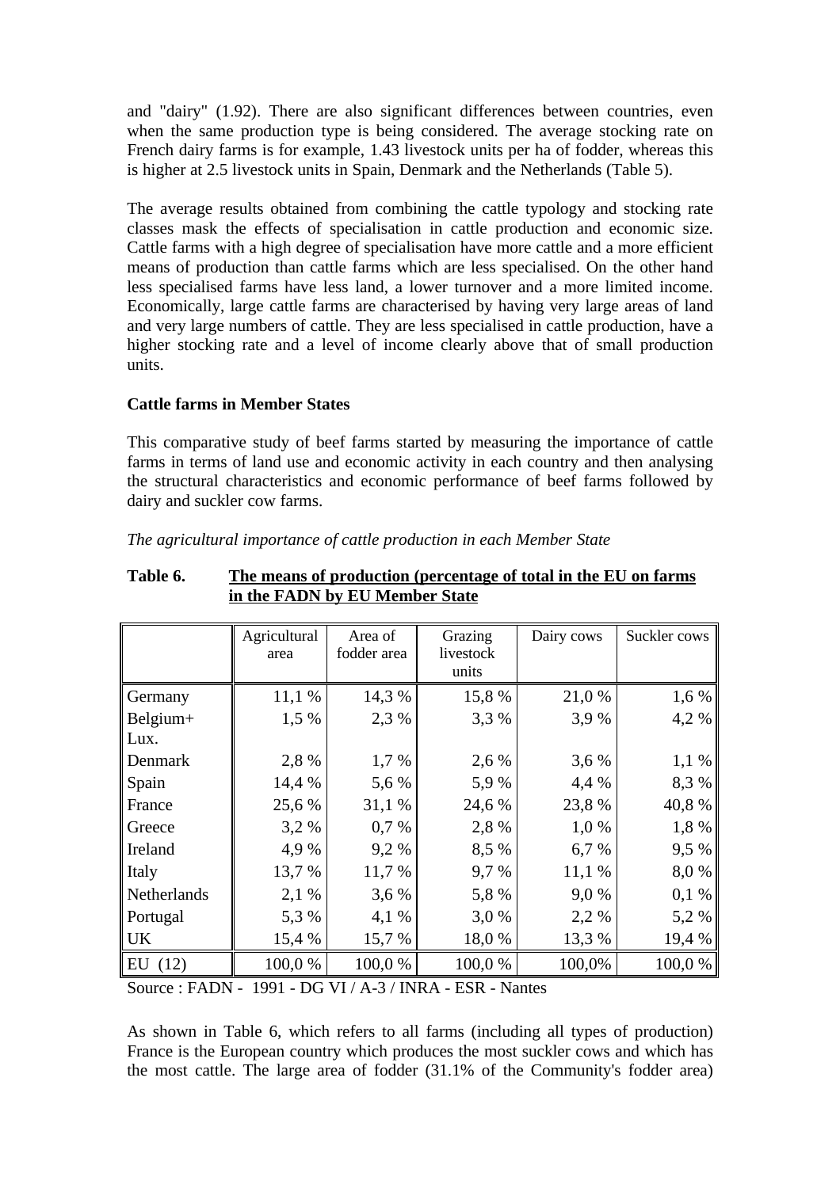and "dairy" (1.92). There are also significant differences between countries, even when the same production type is being considered. The average stocking rate on French dairy farms is for example, 1.43 livestock units per ha of fodder, whereas this is higher at 2.5 livestock units in Spain, Denmark and the Netherlands (Table 5).

The average results obtained from combining the cattle typology and stocking rate classes mask the effects of specialisation in cattle production and economic size. Cattle farms with a high degree of specialisation have more cattle and a more efficient means of production than cattle farms which are less specialised. On the other hand less specialised farms have less land, a lower turnover and a more limited income. Economically, large cattle farms are characterised by having very large areas of land and very large numbers of cattle. They are less specialised in cattle production, have a higher stocking rate and a level of income clearly above that of small production units.

**Cattle farms in Member States**

This comparative study of beef farms started by measuring the importance of cattle farms in terms of land use and economic activity in each country and then analysing the structural characteristics and economic performance of beef farms followed by dairy and suckler cow farms.

*The agricultural importance of cattle production in each Member State*

**Table 6. The means of production (percentage of total in the EU on farms in the FADN by EU Member State**

| | Agricultural area | Area of fodder area | Grazing livestock units | Dairy cows | Suckler cows |
|---|---|---|---|---|---|
| Germany | 11,1 % | 14,3 % | 15,8 % | 21,0 % | 1,6 % |
| Belgium+ Lux. | 1,5 % | 2,3 % | 3,3 % | 3,9 % | 4,2 % |
| Denmark | 2,8 % | 1,7 % | 2,6 % | 3,6 % | 1,1 % |
| Spain | 14,4 % | 5,6 % | 5,9 % | 4,4 % | 8,3 % |
| France | 25,6 % | 31,1 % | 24,6 % | 23,8 % | 40,8 % |
| Greece | 3,2 % | 0,7 % | 2,8 % | 1,0 % | 1,8 % |
| Ireland | 4,9 % | 9,2 % | 8,5 % | 6,7 % | 9,5 % |
| Italy | 13,7 % | 11,7 % | 9,7 % | 11,1 % | 8,0 % |
| Netherlands | 2,1 % | 3,6 % | 5,8 % | 9,0 % | 0,1 % |
| Portugal | 5,3 % | 4,1 % | 3,0 % | 2,2 % | 5,2 % |
| UK | 15,4 % | 15,7 % | 18,0 % | 13,3 % | 19,4 % |
| EU (12) | 100,0 % | 100,0 % | 100,0 % | 100,0% | 100,0 % |

Source : FADN - 1991 - DG VI / A-3 / INRA - ESR - Nantes

As shown in Table 6, which refers to all farms (including all types of production) France is the European country which produces the most suckler cows and which has the most cattle. The large area of fodder (31.1% of the Community's fodder area)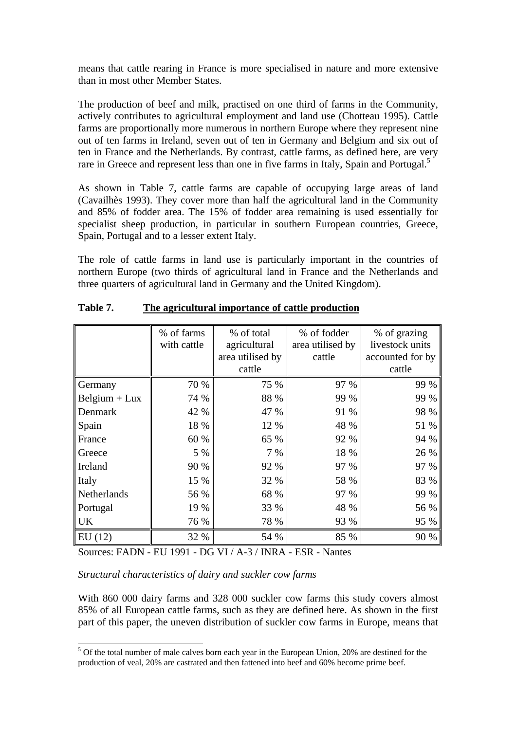means that cattle rearing in France is more specialised in nature and more extensive than in most other Member States.

The production of beef and milk, practised on one third of farms in the Community, actively contributes to agricultural employment and land use (Chotteau 1995). Cattle farms are proportionally more numerous in northern Europe where they represent nine out of ten farms in Ireland, seven out of ten in Germany and Belgium and six out of ten in France and the Netherlands. By contrast, cattle farms, as defined here, are very rare in Greece and represent less than one in five farms in Italy, Spain and Portugal.[5]

As shown in Table 7, cattle farms are capable of occupying large areas of land (Cavailhès 1993). They cover more than half the agricultural land in the Community and 85% of fodder area. The 15% of fodder area remaining is used essentially for specialist sheep production, in particular in southern European countries, Greece, Spain, Portugal and to a lesser extent Italy.

The role of cattle farms in land use is particularly important in the countries of northern Europe (two thirds of agricultural land in France and the Netherlands and three quarters of agricultural land in Germany and the United Kingdom).

**Table 7. The agricultural importance of cattle production**

| | % of farms with cattle | % of total agricultural area utilised by cattle | % of fodder area utilised by cattle | % of grazing livestock units accounted for by cattle |
|---|---|---|---|---|
| Germany | 70 % | 75 % | 97 % | 99 % |
| Belgium + Lux | 74 % | 88 % | 99 % | 99 % |
| Denmark | 42 % | 47 % | 91 % | 98 % |
| Spain | 18 % | 12 % | 48 % | 51 % |
| France | 60 % | 65 % | 92 % | 94 % |
| Greece | 5 % | 7 % | 18 % | 26 % |
| Ireland | 90 % | 92 % | 97 % | 97 % |
| Italy | 15 % | 32 % | 58 % | 83 % |
| Netherlands | 56 % | 68 % | 97 % | 99 % |
| Portugal | 19 % | 33 % | 48 % | 56 % |
| UK | 76 % | 78 % | 93 % | 95 % |
| EU (12) | 32 % | 54 % | 85 % | 90 % |

Sources: FADN - EU 1991 - DG VI / A-3 / INRA - ESR - Nantes

*Structural characteristics of dairy and suckler cow farms*

With 860 000 dairy farms and 328 000 suckler cow farms this study covers almost 85% of all European cattle farms, such as they are defined here. As shown in the first part of this paper, the uneven distribution of suckler cow farms in Europe, means that

[5] Of the total number of male calves born each year in the European Union, 20% are destined for the production of veal, 20% are castrated and then fattened into beef and 60% become prime beef.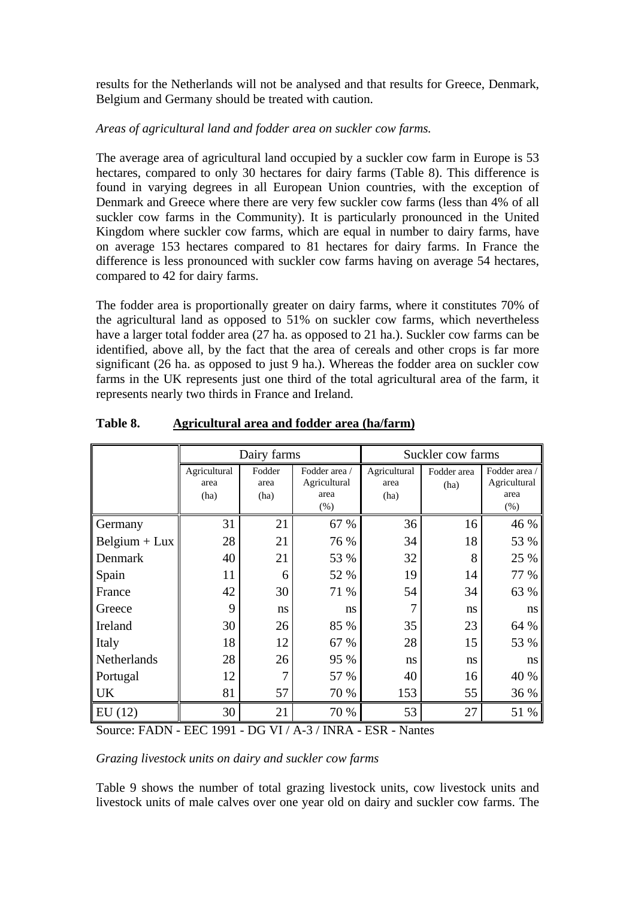results for the Netherlands will not be analysed and that results for Greece, Denmark, Belgium and Germany should be treated with caution.

*Areas of agricultural land and fodder area on suckler cow farms.*

The average area of agricultural land occupied by a suckler cow farm in Europe is 53 hectares, compared to only 30 hectares for dairy farms (Table 8). This difference is found in varying degrees in all European Union countries, with the exception of Denmark and Greece where there are very few suckler cow farms (less than 4% of all suckler cow farms in the Community). It is particularly pronounced in the United Kingdom where suckler cow farms, which are equal in number to dairy farms, have on average 153 hectares compared to 81 hectares for dairy farms. In France the difference is less pronounced with suckler cow farms having on average 54 hectares, compared to 42 for dairy farms.

The fodder area is proportionally greater on dairy farms, where it constitutes 70% of the agricultural land as opposed to 51% on suckler cow farms, which nevertheless have a larger total fodder area (27 ha. as opposed to 21 ha.). Suckler cow farms can be identified, above all, by the fact that the area of cereals and other crops is far more significant (26 ha. as opposed to just 9 ha.). Whereas the fodder area on suckler cow farms in the UK represents just one third of the total agricultural area of the farm, it represents nearly two thirds in France and Ireland.

**Table 8. Agricultural area and fodder area (ha/farm)**

| | Dairy farms | | | Suckler cow farms | | |
|---|---|---|---|---|---|---|
| | Agricultural area (ha) | Fodder area (ha) | Fodder area / Agricultural area (%) | Agricultural area (ha) | Fodder area (ha) | Fodder area / Agricultural area (%) |
| Germany | 31 | 21 | 67 % | 36 | 16 | 46 % |
| Belgium + Lux | 28 | 21 | 76 % | 34 | 18 | 53 % |
| Denmark | 40 | 21 | 53 % | 32 | 8 | 25 % |
| Spain | 11 | 6 | 52 % | 19 | 14 | 77 % |
| France | 42 | 30 | 71 % | 54 | 34 | 63 % |
| Greece | 9 | ns | ns | 7 | ns | ns |
| Ireland | 30 | 26 | 85 % | 35 | 23 | 64 % |
| Italy | 18 | 12 | 67 % | 28 | 15 | 53 % |
| Netherlands | 28 | 26 | 95 % | ns | ns | ns |
| Portugal | 12 | 7 | 57 % | 40 | 16 | 40 % |
| UK | 81 | 57 | 70 % | 153 | 55 | 36 % |
| EU (12) | 30 | 21 | 70 % | 53 | 27 | 51 % |

Source: FADN - EEC 1991 - DG VI / A-3 / INRA - ESR - Nantes

*Grazing livestock units on dairy and suckler cow farms*

Table 9 shows the number of total grazing livestock units, cow livestock units and livestock units of male calves over one year old on dairy and suckler cow farms. The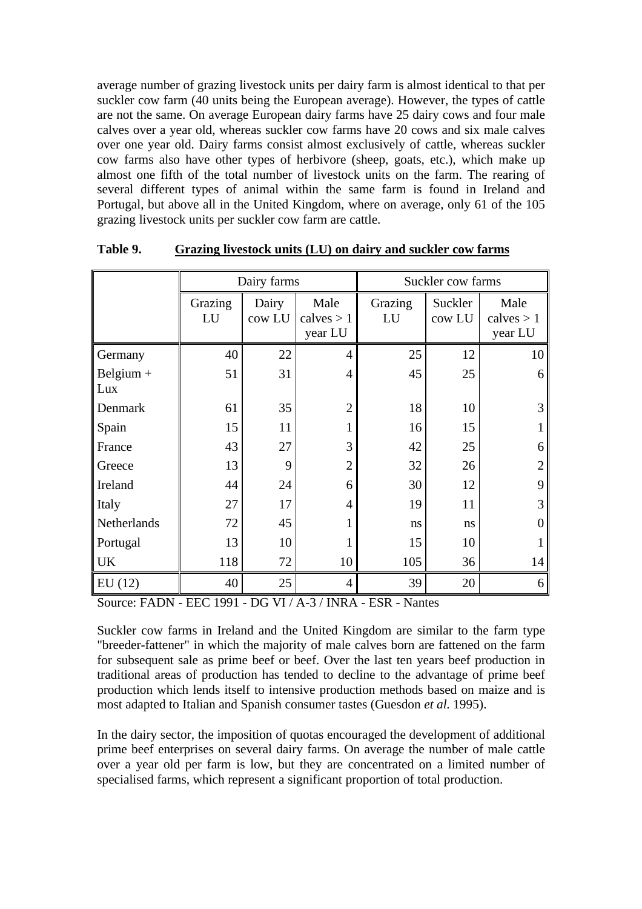average number of grazing livestock units per dairy farm is almost identical to that per suckler cow farm (40 units being the European average). However, the types of cattle are not the same. On average European dairy farms have 25 dairy cows and four male calves over a year old, whereas suckler cow farms have 20 cows and six male calves over one year old. Dairy farms consist almost exclusively of cattle, whereas suckler cow farms also have other types of herbivore (sheep, goats, etc.), which make up almost one fifth of the total number of livestock units on the farm. The rearing of several different types of animal within the same farm is found in Ireland and Portugal, but above all in the United Kingdom, where on average, only 61 of the 105 grazing livestock units per suckler cow farm are cattle.

**Table 9. Grazing livestock units (LU) on dairy and suckler cow farms**

| | Dairy farms | | | Suckler cow farms | | |
|---|---|---|---|---|---|---|
| | Grazing LU | Dairy cow LU | Male calves > 1 year LU | Grazing LU | Suckler cow LU | Male calves > 1 year LU |
| Germany | 40 | 22 | 4 | 25 | 12 | 10 |
| Belgium + Lux | 51 | 31 | 4 | 45 | 25 | 6 |
| Denmark | 61 | 35 | 2 | 18 | 10 | 3 |
| Spain | 15 | 11 | 1 | 16 | 15 | 1 |
| France | 43 | 27 | 3 | 42 | 25 | 6 |
| Greece | 13 | 9 | 2 | 32 | 26 | 2 |
| Ireland | 44 | 24 | 6 | 30 | 12 | 9 |
| Italy | 27 | 17 | 4 | 19 | 11 | 3 |
| Netherlands | 72 | 45 | 1 | ns | ns | 0 |
| Portugal | 13 | 10 | 1 | 15 | 10 | 1 |
| UK | 118 | 72 | 10 | 105 | 36 | 14 |
| EU (12) | 40 | 25 | 4 | 39 | 20 | 6 |

Source: FADN - EEC 1991 - DG VI / A-3 / INRA - ESR - Nantes

Suckler cow farms in Ireland and the United Kingdom are similar to the farm type "breeder-fattener" in which the majority of male calves born are fattened on the farm for subsequent sale as prime beef or beef. Over the last ten years beef production in traditional areas of production has tended to decline to the advantage of prime beef production which lends itself to intensive production methods based on maize and is most adapted to Italian and Spanish consumer tastes (Guesdon *et al.* 1995).

In the dairy sector, the imposition of quotas encouraged the development of additional prime beef enterprises on several dairy farms. On average the number of male cattle over a year old per farm is low, but they are concentrated on a limited number of specialised farms, which represent a significant proportion of total production.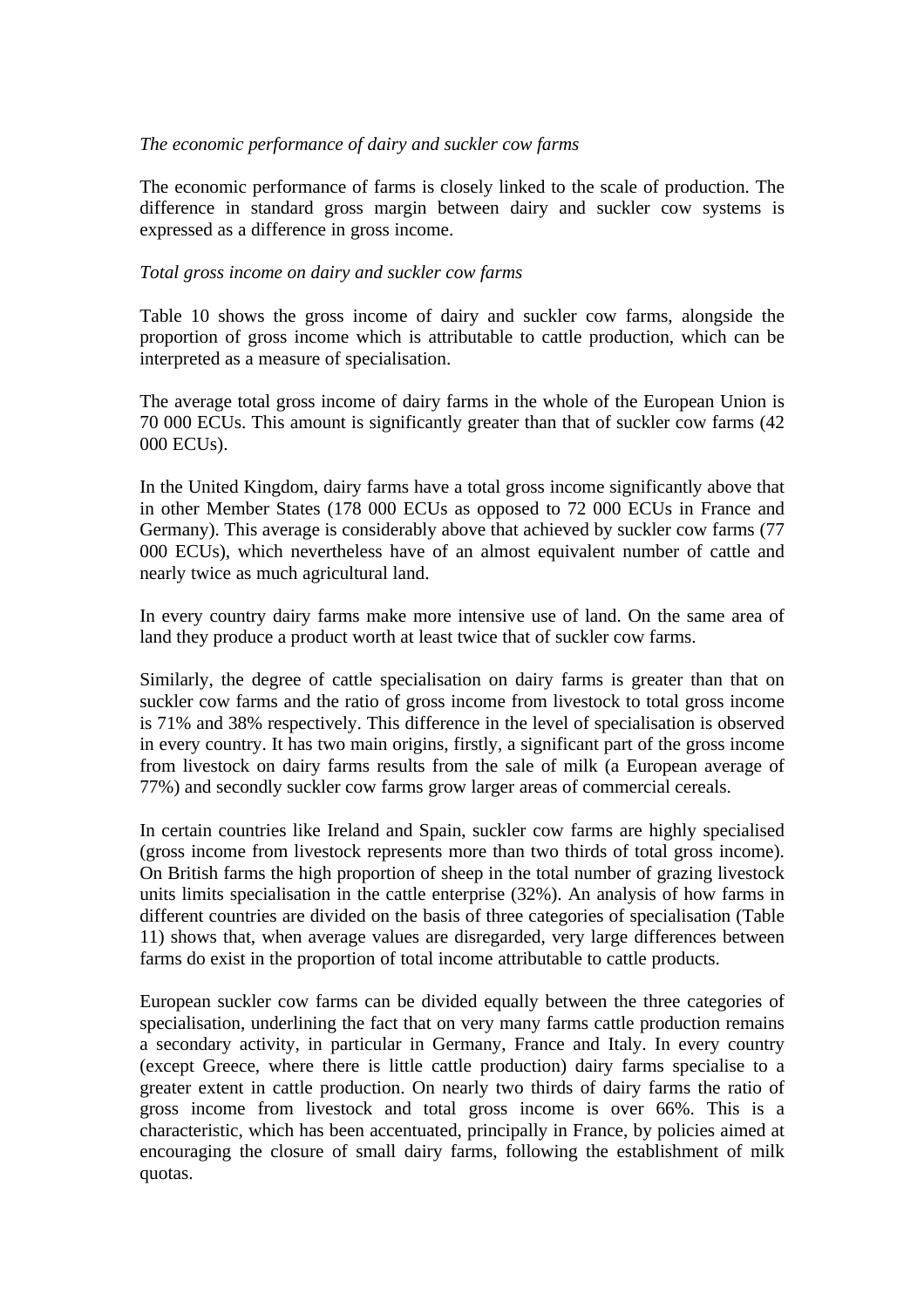*The economic performance of dairy and suckler cow farms*

The economic performance of farms is closely linked to the scale of production. The difference in standard gross margin between dairy and suckler cow systems is expressed as a difference in gross income.

*Total gross income on dairy and suckler cow farms*

Table 10 shows the gross income of dairy and suckler cow farms, alongside the proportion of gross income which is attributable to cattle production, which can be interpreted as a measure of specialisation.

The average total gross income of dairy farms in the whole of the European Union is 70 000 ECUs. This amount is significantly greater than that of suckler cow farms (42 000 ECUs).

In the United Kingdom, dairy farms have a total gross income significantly above that in other Member States (178 000 ECUs as opposed to 72 000 ECUs in France and Germany). This average is considerably above that achieved by suckler cow farms (77 000 ECUs), which nevertheless have of an almost equivalent number of cattle and nearly twice as much agricultural land.

In every country dairy farms make more intensive use of land. On the same area of land they produce a product worth at least twice that of suckler cow farms.

Similarly, the degree of cattle specialisation on dairy farms is greater than that on suckler cow farms and the ratio of gross income from livestock to total gross income is 71% and 38% respectively. This difference in the level of specialisation is observed in every country. It has two main origins, firstly, a significant part of the gross income from livestock on dairy farms results from the sale of milk (a European average of 77%) and secondly suckler cow farms grow larger areas of commercial cereals.

In certain countries like Ireland and Spain, suckler cow farms are highly specialised (gross income from livestock represents more than two thirds of total gross income). On British farms the high proportion of sheep in the total number of grazing livestock units limits specialisation in the cattle enterprise (32%). An analysis of how farms in different countries are divided on the basis of three categories of specialisation (Table 11) shows that, when average values are disregarded, very large differences between farms do exist in the proportion of total income attributable to cattle products.

European suckler cow farms can be divided equally between the three categories of specialisation, underlining the fact that on very many farms cattle production remains a secondary activity, in particular in Germany, France and Italy. In every country (except Greece, where there is little cattle production) dairy farms specialise to a greater extent in cattle production. On nearly two thirds of dairy farms the ratio of gross income from livestock and total gross income is over 66%. This is a characteristic, which has been accentuated, principally in France, by policies aimed at encouraging the closure of small dairy farms, following the establishment of milk quotas.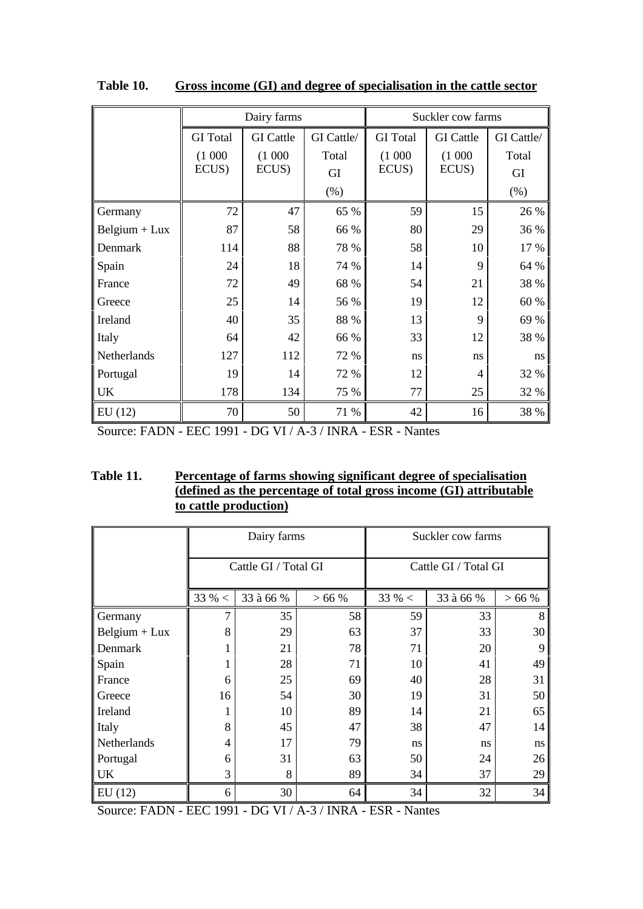**Table 10. Gross income (GI) and degree of specialisation in the cattle sector**

| | Dairy farms | | | Suckler cow farms | | |
|---|---|---|---|---|---|---|
| | GI Total (1 000 ECUS) | GI Cattle (1 000 ECUS) | GI Cattle/ Total GI (%) | GI Total (1 000 ECUS) | GI Cattle (1 000 ECUS) | GI Cattle/ Total GI (%) |
| Germany | 72 | 47 | 65 % | 59 | 15 | 26 % |
| Belgium + Lux | 87 | 58 | 66 % | 80 | 29 | 36 % |
| Denmark | 114 | 88 | 78 % | 58 | 10 | 17 % |
| Spain | 24 | 18 | 74 % | 14 | 9 | 64 % |
| France | 72 | 49 | 68 % | 54 | 21 | 38 % |
| Greece | 25 | 14 | 56 % | 19 | 12 | 60 % |
| Ireland | 40 | 35 | 88 % | 13 | 9 | 69 % |
| Italy | 64 | 42 | 66 % | 33 | 12 | 38 % |
| Netherlands | 127 | 112 | 72 % | ns | ns | ns |
| Portugal | 19 | 14 | 72 % | 12 | 4 | 32 % |
| UK | 178 | 134 | 75 % | 77 | 25 | 32 % |
| EU (12) | 70 | 50 | 71 % | 42 | 16 | 38 % |

Source: FADN - EEC 1991 - DG VI / A-3 / INRA - ESR - Nantes

**Table 11. Percentage of farms showing significant degree of specialisation (defined as the percentage of total gross income (GI) attributable to cattle production)**

| | Dairy farms | | | Suckler cow farms | | |
|---|---|---|---|---|---|---|
| | Cattle GI / Total GI | | | Cattle GI / Total GI | | |
| | 33 % < | 33 à 66 % | > 66 % | 33 % < | 33 à 66 % | > 66 % |
| Germany | 7 | 35 | 58 | 59 | 33 | 8 |
| Belgium + Lux | 8 | 29 | 63 | 37 | 33 | 30 |
| Denmark | 1 | 21 | 78 | 71 | 20 | 9 |
| Spain | 1 | 28 | 71 | 10 | 41 | 49 |
| France | 6 | 25 | 69 | 40 | 28 | 31 |
| Greece | 16 | 54 | 30 | 19 | 31 | 50 |
| Ireland | 1 | 10 | 89 | 14 | 21 | 65 |
| Italy | 8 | 45 | 47 | 38 | 47 | 14 |
| Netherlands | 4 | 17 | 79 | ns | ns | ns |
| Portugal | 6 | 31 | 63 | 50 | 24 | 26 |
| UK | 3 | 8 | 89 | 34 | 37 | 29 |
| EU (12) | 6 | 30 | 64 | 34 | 32 | 34 |

Source: FADN - EEC 1991 - DG VI / A-3 / INRA - ESR - Nantes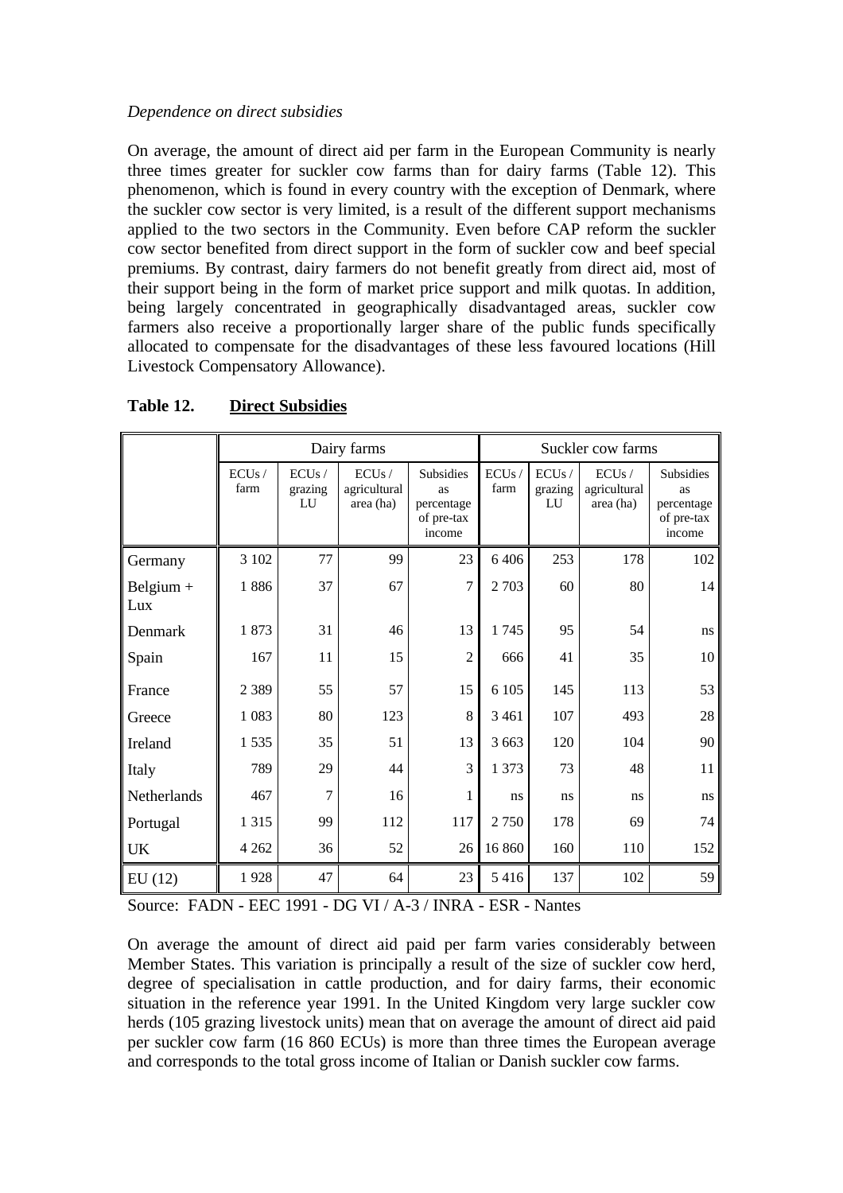*Dependence on direct subsidies*

On average, the amount of direct aid per farm in the European Community is nearly three times greater for suckler cow farms than for dairy farms (Table 12). This phenomenon, which is found in every country with the exception of Denmark, where the suckler cow sector is very limited, is a result of the different support mechanisms applied to the two sectors in the Community. Even before CAP reform the suckler cow sector benefited from direct support in the form of suckler cow and beef special premiums. By contrast, dairy farmers do not benefit greatly from direct aid, most of their support being in the form of market price support and milk quotas. In addition, being largely concentrated in geographically disadvantaged areas, suckler cow farmers also receive a proportionally larger share of the public funds specifically allocated to compensate for the disadvantages of these less favoured locations (Hill Livestock Compensatory Allowance).

**Table 12. Direct Subsidies**

| | Dairy farms | | | | Suckler cow farms | | | |
|---|---|---|---|---|---|---|---|---|
| | ECUs / farm | ECUs / grazing LU | ECUs / agricultural area (ha) | Subsidies as percentage of pre-tax income | ECUs / farm | ECUs / grazing LU | ECUs / agricultural area (ha) | Subsidies as percentage of pre-tax income |
| Germany | 3 102 | 77 | 99 | 23 | 6 406 | 253 | 178 | 102 |
| Belgium + Lux | 1 886 | 37 | 67 | 7 | 2 703 | 60 | 80 | 14 |
| Denmark | 1 873 | 31 | 46 | 13 | 1 745 | 95 | 54 | ns |
| Spain | 167 | 11 | 15 | 2 | 666 | 41 | 35 | 10 |
| France | 2 389 | 55 | 57 | 15 | 6 105 | 145 | 113 | 53 |
| Greece | 1 083 | 80 | 123 | 8 | 3 461 | 107 | 493 | 28 |
| Ireland | 1 535 | 35 | 51 | 13 | 3 663 | 120 | 104 | 90 |
| Italy | 789 | 29 | 44 | 3 | 1 373 | 73 | 48 | 11 |
| Netherlands | 467 | 7 | 16 | 1 | ns | ns | ns | ns |
| Portugal | 1 315 | 99 | 112 | 117 | 2 750 | 178 | 69 | 74 |
| UK | 4 262 | 36 | 52 | 26 | 16 860 | 160 | 110 | 152 |
| EU (12) | 1 928 | 47 | 64 | 23 | 5 416 | 137 | 102 | 59 |

Source: FADN - EEC 1991 - DG VI / A-3 / INRA - ESR - Nantes

On average the amount of direct aid paid per farm varies considerably between Member States. This variation is principally a result of the size of suckler cow herd, degree of specialisation in cattle production, and for dairy farms, their economic situation in the reference year 1991. In the United Kingdom very large suckler cow herds (105 grazing livestock units) mean that on average the amount of direct aid paid per suckler cow farm (16 860 ECUs) is more than three times the European average and corresponds to the total gross income of Italian or Danish suckler cow farms.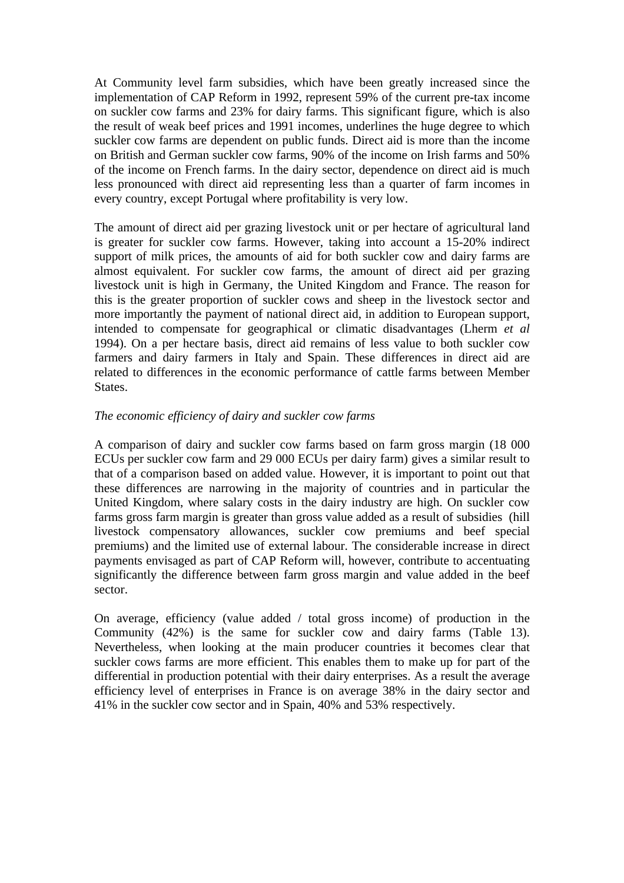At Community level farm subsidies, which have been greatly increased since the implementation of CAP Reform in 1992, represent 59% of the current pre-tax income on suckler cow farms and 23% for dairy farms. This significant figure, which is also the result of weak beef prices and 1991 incomes, underlines the huge degree to which suckler cow farms are dependent on public funds. Direct aid is more than the income on British and German suckler cow farms, 90% of the income on Irish farms and 50% of the income on French farms. In the dairy sector, dependence on direct aid is much less pronounced with direct aid representing less than a quarter of farm incomes in every country, except Portugal where profitability is very low.

The amount of direct aid per grazing livestock unit or per hectare of agricultural land is greater for suckler cow farms. However, taking into account a 15-20% indirect support of milk prices, the amounts of aid for both suckler cow and dairy farms are almost equivalent. For suckler cow farms, the amount of direct aid per grazing livestock unit is high in Germany, the United Kingdom and France. The reason for this is the greater proportion of suckler cows and sheep in the livestock sector and more importantly the payment of national direct aid, in addition to European support, intended to compensate for geographical or climatic disadvantages (Lherm *et al* 1994). On a per hectare basis, direct aid remains of less value to both suckler cow farmers and dairy farmers in Italy and Spain. These differences in direct aid are related to differences in the economic performance of cattle farms between Member States.

*The economic efficiency of dairy and suckler cow farms*

A comparison of dairy and suckler cow farms based on farm gross margin (18 000 ECUs per suckler cow farm and 29 000 ECUs per dairy farm) gives a similar result to that of a comparison based on added value. However, it is important to point out that these differences are narrowing in the majority of countries and in particular the United Kingdom, where salary costs in the dairy industry are high. On suckler cow farms gross farm margin is greater than gross value added as a result of subsidies (hill livestock compensatory allowances, suckler cow premiums and beef special premiums) and the limited use of external labour. The considerable increase in direct payments envisaged as part of CAP Reform will, however, contribute to accentuating significantly the difference between farm gross margin and value added in the beef sector.

On average, efficiency (value added / total gross income) of production in the Community (42%) is the same for suckler cow and dairy farms (Table 13). Nevertheless, when looking at the main producer countries it becomes clear that suckler cows farms are more efficient. This enables them to make up for part of the differential in production potential with their dairy enterprises. As a result the average efficiency level of enterprises in France is on average 38% in the dairy sector and 41% in the suckler cow sector and in Spain, 40% and 53% respectively.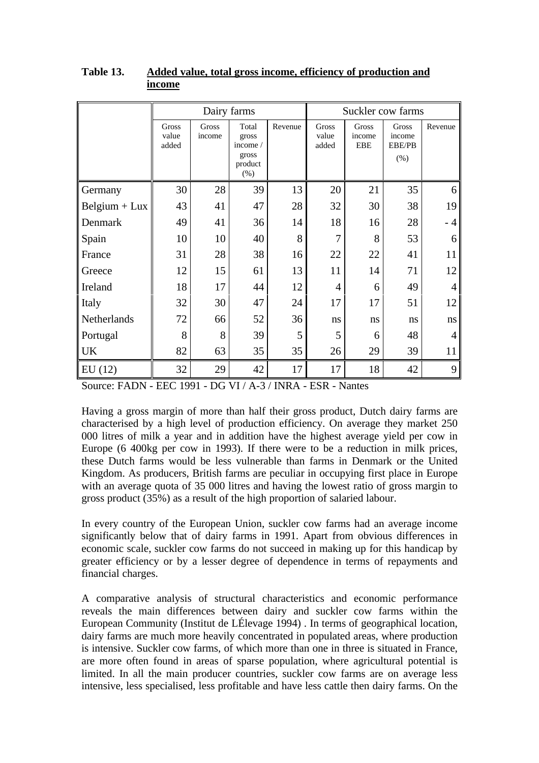**Table 13. Added value, total gross income, efficiency of production and income**

| | Dairy farms | | | | Suckler cow farms | | | |
|---|---|---|---|---|---|---|---|---|
| | Gross value added | Gross income | Total gross income / gross product (%) | Revenue | Gross value added | Gross income EBE | Gross income EBE/PB (%) | Revenue |
| Germany | 30 | 28 | 39 | 13 | 20 | 21 | 35 | 6 |
| Belgium + Lux | 43 | 41 | 47 | 28 | 32 | 30 | 38 | 19 |
| Denmark | 49 | 41 | 36 | 14 | 18 | 16 | 28 | - 4 |
| Spain | 10 | 10 | 40 | 8 | 7 | 8 | 53 | 6 |
| France | 31 | 28 | 38 | 16 | 22 | 22 | 41 | 11 |
| Greece | 12 | 15 | 61 | 13 | 11 | 14 | 71 | 12 |
| Ireland | 18 | 17 | 44 | 12 | 4 | 6 | 49 | 4 |
| Italy | 32 | 30 | 47 | 24 | 17 | 17 | 51 | 12 |
| Netherlands | 72 | 66 | 52 | 36 | ns | ns | ns | ns |
| Portugal | 8 | 8 | 39 | 5 | 5 | 6 | 48 | 4 |
| UK | 82 | 63 | 35 | 35 | 26 | 29 | 39 | 11 |
| EU (12) | 32 | 29 | 42 | 17 | 17 | 18 | 42 | 9 |

Source: FADN - EEC 1991 - DG VI / A-3 / INRA - ESR - Nantes

Having a gross margin of more than half their gross product, Dutch dairy farms are characterised by a high level of production efficiency. On average they market 250 000 litres of milk a year and in addition have the highest average yield per cow in Europe (6 400kg per cow in 1993). If there were to be a reduction in milk prices, these Dutch farms would be less vulnerable than farms in Denmark or the United Kingdom. As producers, British farms are peculiar in occupying first place in Europe with an average quota of 35 000 litres and having the lowest ratio of gross margin to gross product (35%) as a result of the high proportion of salaried labour.

In every country of the European Union, suckler cow farms had an average income significantly below that of dairy farms in 1991. Apart from obvious differences in economic scale, suckler cow farms do not succeed in making up for this handicap by greater efficiency or by a lesser degree of dependence in terms of repayments and financial charges.

A comparative analysis of structural characteristics and economic performance reveals the main differences between dairy and suckler cow farms within the European Community (Institut de LÉlevage 1994) . In terms of geographical location, dairy farms are much more heavily concentrated in populated areas, where production is intensive. Suckler cow farms, of which more than one in three is situated in France, are more often found in areas of sparse population, where agricultural potential is limited. In all the main producer countries, suckler cow farms are on average less intensive, less specialised, less profitable and have less cattle then dairy farms. On the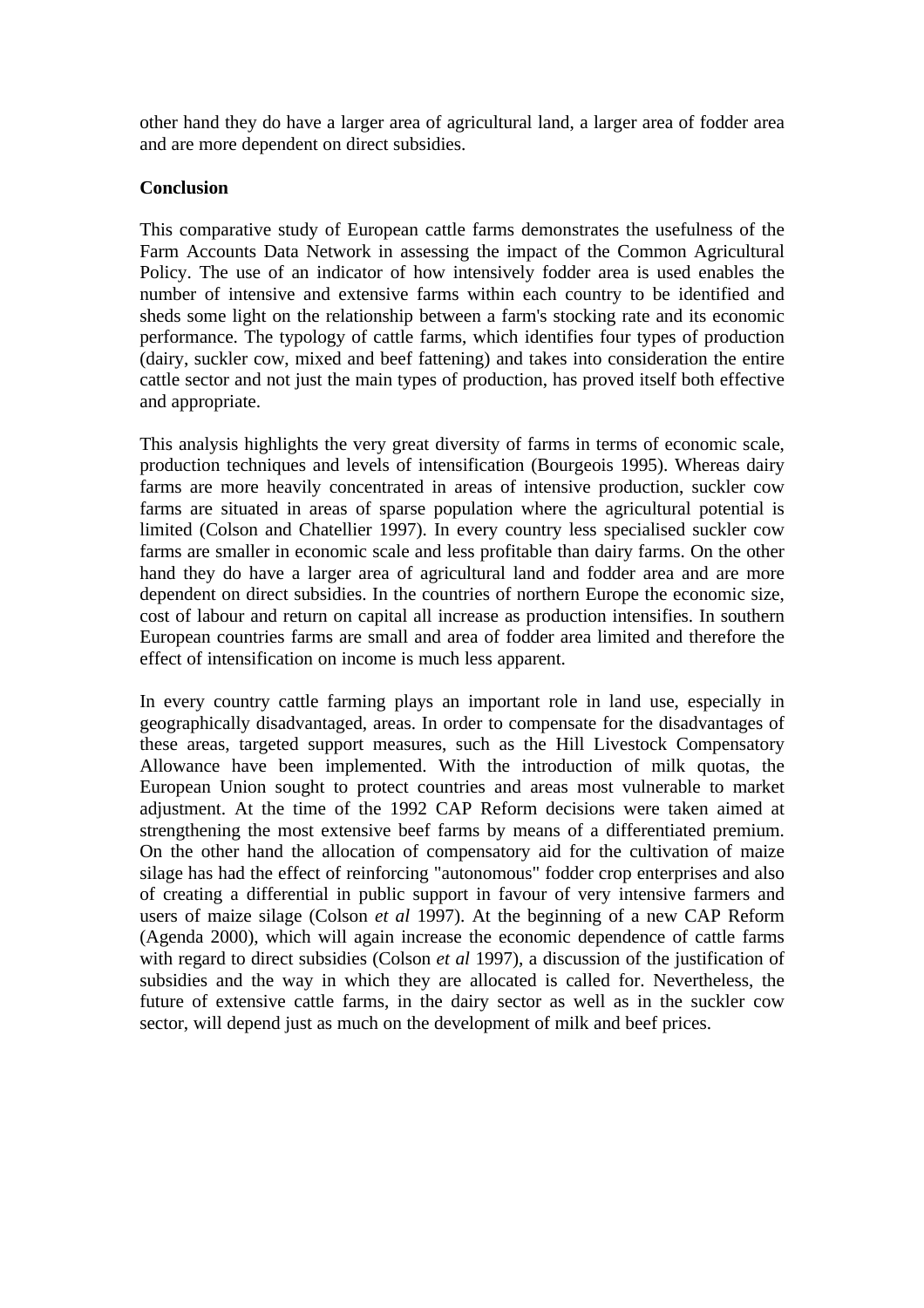other hand they do have a larger area of agricultural land, a larger area of fodder area and are more dependent on direct subsidies.

**Conclusion**

This comparative study of European cattle farms demonstrates the usefulness of the Farm Accounts Data Network in assessing the impact of the Common Agricultural Policy. The use of an indicator of how intensively fodder area is used enables the number of intensive and extensive farms within each country to be identified and sheds some light on the relationship between a farm's stocking rate and its economic performance. The typology of cattle farms, which identifies four types of production (dairy, suckler cow, mixed and beef fattening) and takes into consideration the entire cattle sector and not just the main types of production, has proved itself both effective and appropriate.

This analysis highlights the very great diversity of farms in terms of economic scale, production techniques and levels of intensification (Bourgeois 1995). Whereas dairy farms are more heavily concentrated in areas of intensive production, suckler cow farms are situated in areas of sparse population where the agricultural potential is limited (Colson and Chatellier 1997). In every country less specialised suckler cow farms are smaller in economic scale and less profitable than dairy farms. On the other hand they do have a larger area of agricultural land and fodder area and are more dependent on direct subsidies. In the countries of northern Europe the economic size, cost of labour and return on capital all increase as production intensifies. In southern European countries farms are small and area of fodder area limited and therefore the effect of intensification on income is much less apparent.

In every country cattle farming plays an important role in land use, especially in geographically disadvantaged, areas. In order to compensate for the disadvantages of these areas, targeted support measures, such as the Hill Livestock Compensatory Allowance have been implemented. With the introduction of milk quotas, the European Union sought to protect countries and areas most vulnerable to market adjustment. At the time of the 1992 CAP Reform decisions were taken aimed at strengthening the most extensive beef farms by means of a differentiated premium. On the other hand the allocation of compensatory aid for the cultivation of maize silage has had the effect of reinforcing "autonomous" fodder crop enterprises and also of creating a differential in public support in favour of very intensive farmers and users of maize silage (Colson *et al* 1997). At the beginning of a new CAP Reform (Agenda 2000), which will again increase the economic dependence of cattle farms with regard to direct subsidies (Colson *et al* 1997), a discussion of the justification of subsidies and the way in which they are allocated is called for. Nevertheless, the future of extensive cattle farms, in the dairy sector as well as in the suckler cow sector, will depend just as much on the development of milk and beef prices.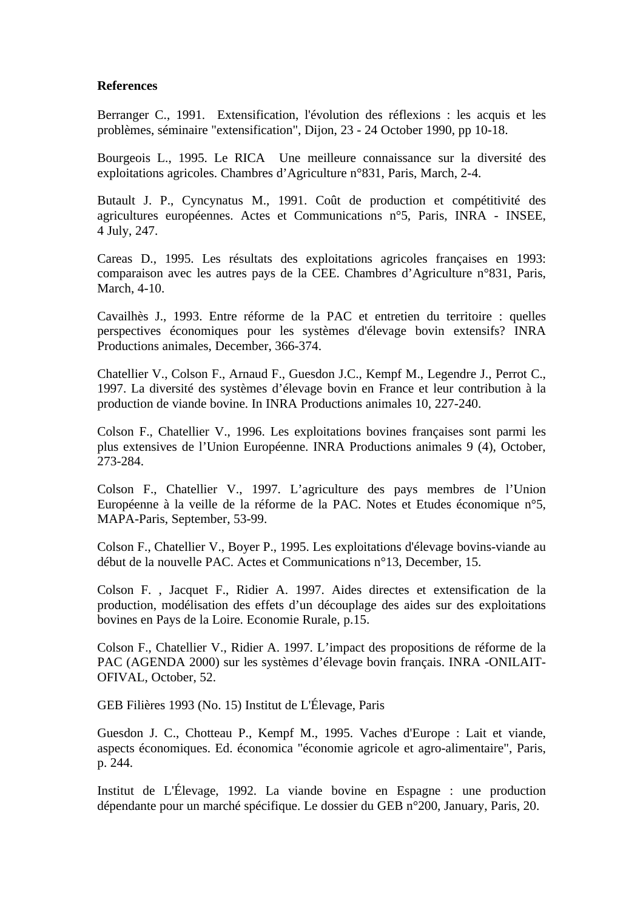**References**

Berranger C., 1991. Extensification, l'évolution des réflexions : les acquis et les problèmes, séminaire "extensification", Dijon, 23 - 24 October 1990, pp 10-18.

Bourgeois L., 1995. Le RICA Une meilleure connaissance sur la diversité des exploitations agricoles. Chambres d'Agriculture n°831, Paris, March, 2-4.

Butault J. P., Cyncynatus M., 1991. Coût de production et compétitivité des agricultures européennes. Actes et Communications n°5, Paris, INRA - INSEE, 4 July, 247.

Careas D., 1995. Les résultats des exploitations agricoles françaises en 1993: comparaison avec les autres pays de la CEE. Chambres d'Agriculture n°831, Paris, March, 4-10.

Cavailhès J., 1993. Entre réforme de la PAC et entretien du territoire : quelles perspectives économiques pour les systèmes d'élevage bovin extensifs? INRA Productions animales, December, 366-374.

Chatellier V., Colson F., Arnaud F., Guesdon J.C., Kempf M., Legendre J., Perrot C., 1997. La diversité des systèmes d'élevage bovin en France et leur contribution à la production de viande bovine. In INRA Productions animales 10, 227-240.

Colson F., Chatellier V., 1996. Les exploitations bovines françaises sont parmi les plus extensives de l'Union Européenne. INRA Productions animales 9 (4), October, 273-284.

Colson F., Chatellier V., 1997. L'agriculture des pays membres de l'Union Européenne à la veille de la réforme de la PAC. Notes et Etudes économique n°5, MAPA-Paris, September, 53-99.

Colson F., Chatellier V., Boyer P., 1995. Les exploitations d'élevage bovins-viande au début de la nouvelle PAC. Actes et Communications n°13, December, 15.

Colson F. , Jacquet F., Ridier A. 1997. Aides directes et extensification de la production, modélisation des effets d'un découplage des aides sur des exploitations bovines en Pays de la Loire. Economie Rurale, p.15.

Colson F., Chatellier V., Ridier A. 1997. L'impact des propositions de réforme de la PAC (AGENDA 2000) sur les systèmes d'élevage bovin français. INRA -ONILAIT-OFIVAL, October, 52.

GEB Filières 1993 (No. 15) Institut de L'Élevage, Paris

Guesdon J. C., Chotteau P., Kempf M., 1995. Vaches d'Europe : Lait et viande, aspects économiques. Ed. économica "économie agricole et agro-alimentaire", Paris, p. 244.

Institut de L'Élevage, 1992. La viande bovine en Espagne : une production dépendante pour un marché spécifique. Le dossier du GEB n°200, January, Paris, 20.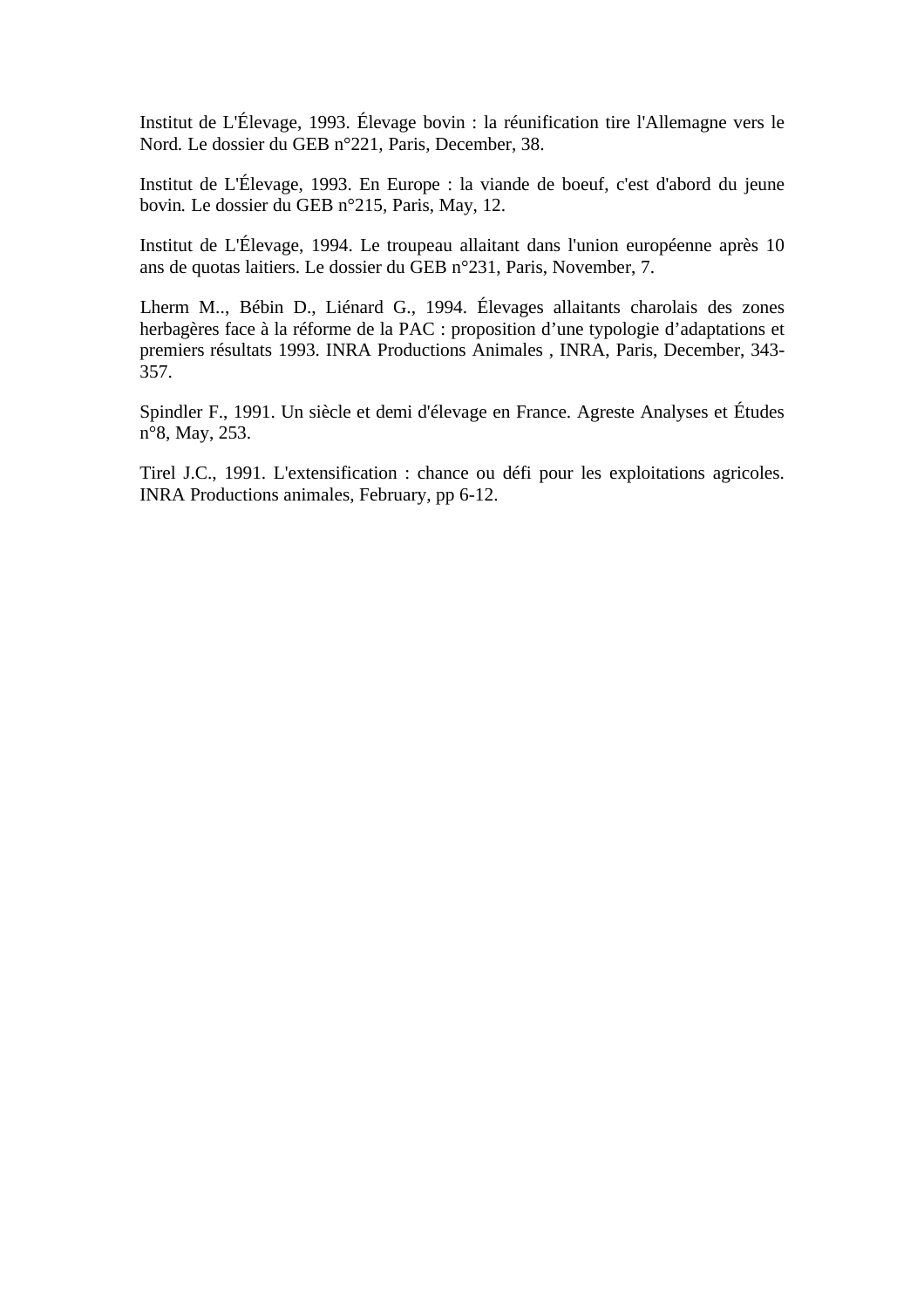Institut de L'Élevage, 1993. Élevage bovin : la réunification tire l'Allemagne vers le Nord. Le dossier du GEB n°221, Paris, December, 38.

Institut de L'Élevage, 1993. En Europe : la viande de boeuf, c'est d'abord du jeune bovin. Le dossier du GEB n°215, Paris, May, 12.

Institut de L'Élevage, 1994. Le troupeau allaitant dans l'union européenne après 10 ans de quotas laitiers. Le dossier du GEB n°231, Paris, November, 7.

Lherm M.., Bébin D., Liénard G., 1994. Élevages allaitants charolais des zones herbagères face à la réforme de la PAC : proposition d'une typologie d'adaptations et premiers résultats 1993. INRA Productions Animales , INRA, Paris, December, 343-357.

Spindler F., 1991. Un siècle et demi d'élevage en France. Agreste Analyses et Études n°8, May, 253.

Tirel J.C., 1991. L'extensification : chance ou défi pour les exploitations agricoles. INRA Productions animales, February, pp 6-12.